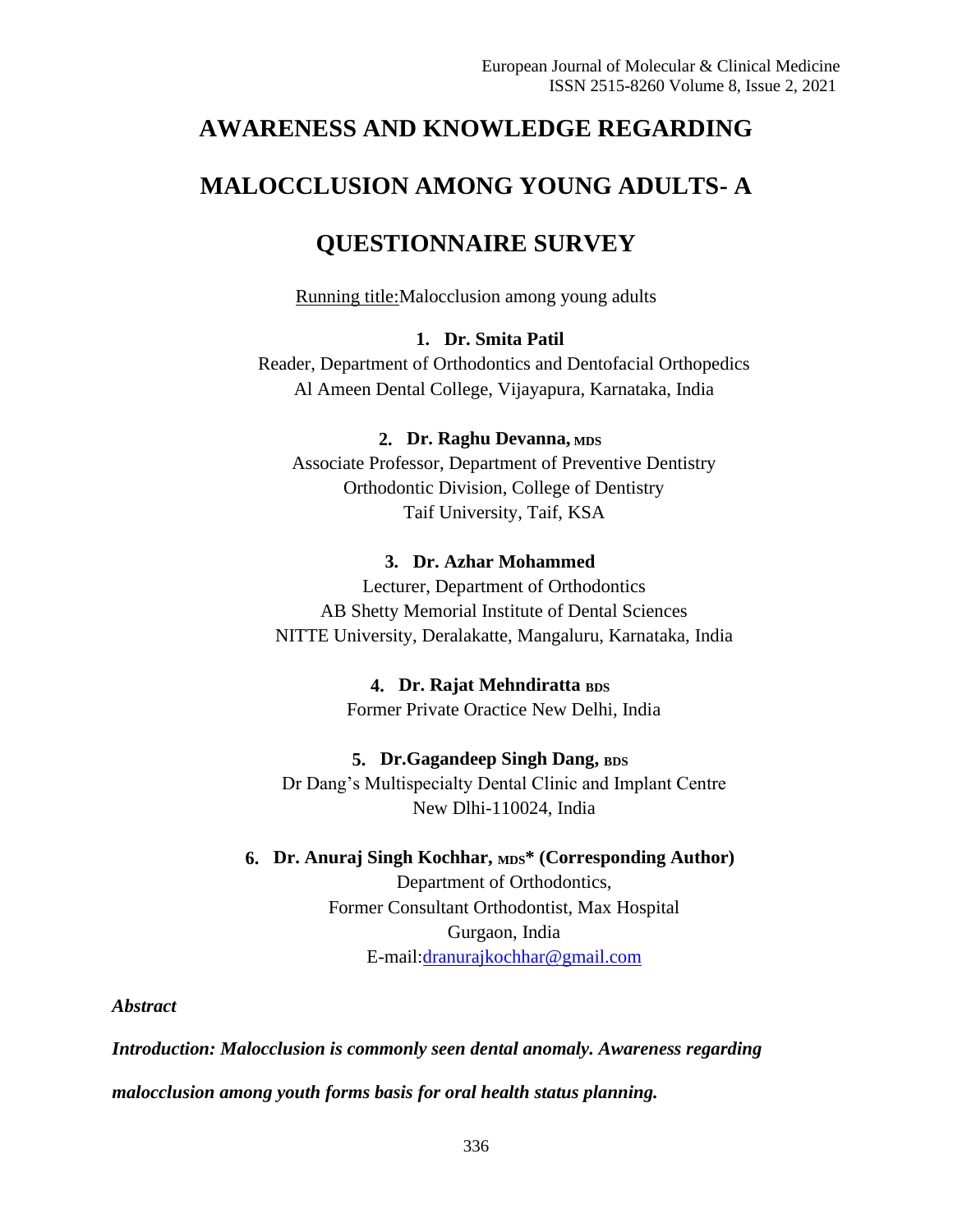# AWARENESS AND KNOWLEDGE REGARDING MALOCCLUSION AMONG YOUNG ADULTS- A QUESTIONNAIRE SURVEY

Running title: Malocclusion among young adults

**1. Dr. Smita Patil**
Reader, Department of Orthodontics and Dentofacial Orthopedics
Al Ameen Dental College, Vijayapura, Karnataka, India

**2. Dr. Raghu Devanna, MDS**
Associate Professor, Department of Preventive Dentistry
Orthodontic Division, College of Dentistry
Taif University, Taif, KSA

**3. Dr. Azhar Mohammed**
Lecturer, Department of Orthodontics
AB Shetty Memorial Institute of Dental Sciences
NITTE University, Deralakatte, Mangaluru, Karnataka, India

**4. Dr. Rajat Mehndiratta BDS**
Former Private Oractice New Delhi, India

**5. Dr.Gagandeep Singh Dang, BDS**
Dr Dang's Multispecialty Dental Clinic and Implant Centre
New Dlhi-110024, India

**6. Dr. Anuraj Singh Kochhar, MDS* (Corresponding Author)**
Department of Orthodontics,
Former Consultant Orthodontist, Max Hospital
Gurgaon, India
E-mail: dranurajkochhar@gmail.com

***Abstract***

***Introduction: Malocclusion is commonly seen dental anomaly. Awareness regarding malocclusion among youth forms basis for oral health status planning.***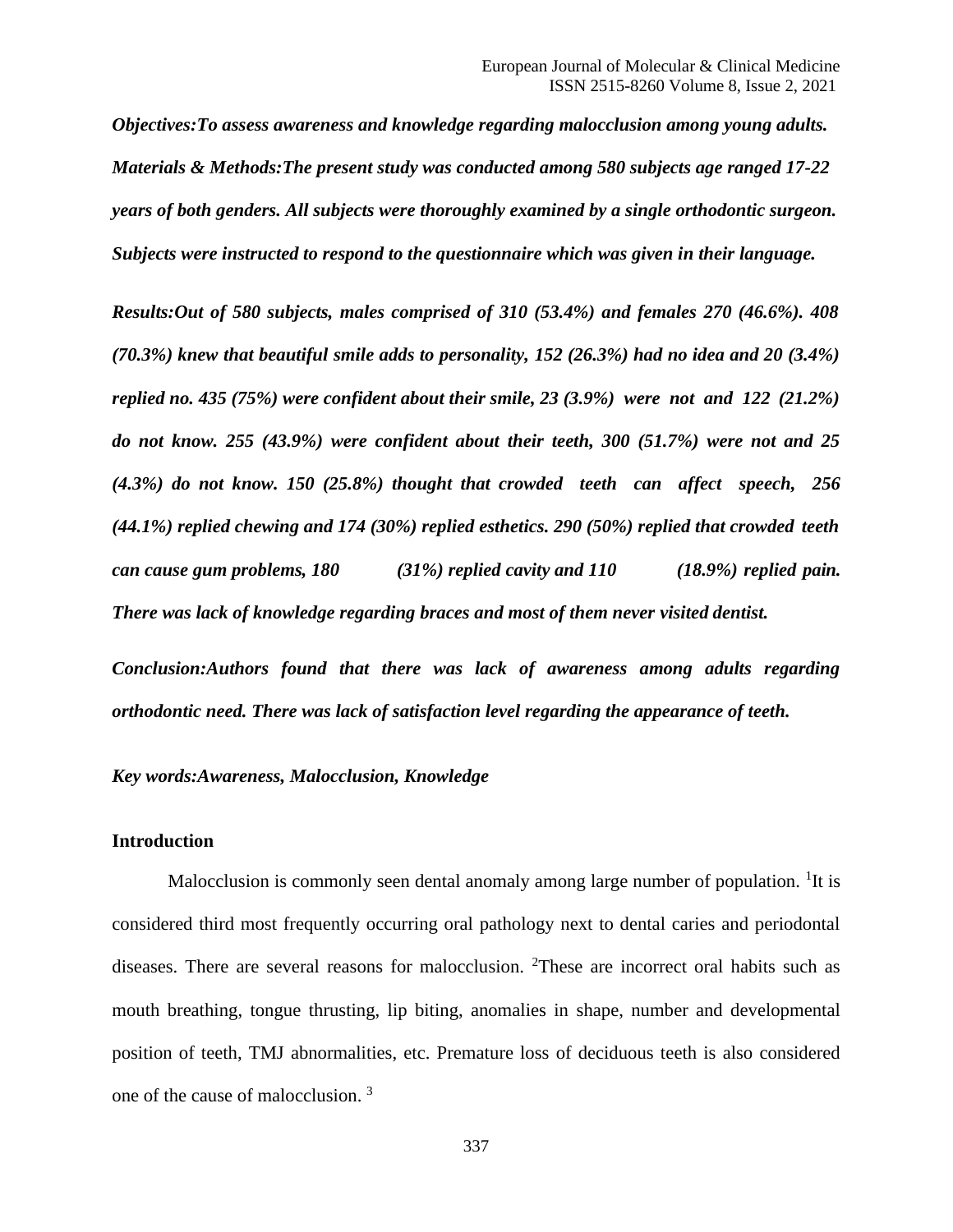***Objectives:*** *To assess awareness and knowledge regarding malocclusion among young adults.*

***Materials & Methods:*** *The present study was conducted among 580 subjects age ranged 17-22 years of both genders. All subjects were thoroughly examined by a single orthodontic surgeon. Subjects were instructed to respond to the questionnaire which was given in their language.*

***Results:*** *Out of 580 subjects, males comprised of 310 (53.4%) and females 270 (46.6%). 408 (70.3%) knew that beautiful smile adds to personality, 152 (26.3%) had no idea and 20 (3.4%) replied no. 435 (75%) were confident about their smile, 23 (3.9%) were not and 122 (21.2%) do not know. 255 (43.9%) were confident about their teeth, 300 (51.7%) were not and 25 (4.3%) do not know. 150 (25.8%) thought that crowded teeth can affect speech, 256 (44.1%) replied chewing and 174 (30%) replied esthetics. 290 (50%) replied that crowded teeth can cause gum problems, 180 (31%) replied cavity and 110 (18.9%) replied pain. There was lack of knowledge regarding braces and most of them never visited dentist.*

***Conclusion:*** *Authors found that there was lack of awareness among adults regarding orthodontic need. There was lack of satisfaction level regarding the appearance of teeth.*

***Key words:*** *Awareness, Malocclusion, Knowledge*

## Introduction

Malocclusion is commonly seen dental anomaly among large number of population. [1] It is considered third most frequently occurring oral pathology next to dental caries and periodontal diseases. There are several reasons for malocclusion. [2] These are incorrect oral habits such as mouth breathing, tongue thrusting, lip biting, anomalies in shape, number and developmental position of teeth, TMJ abnormalities, etc. Premature loss of deciduous teeth is also considered one of the cause of malocclusion. [3]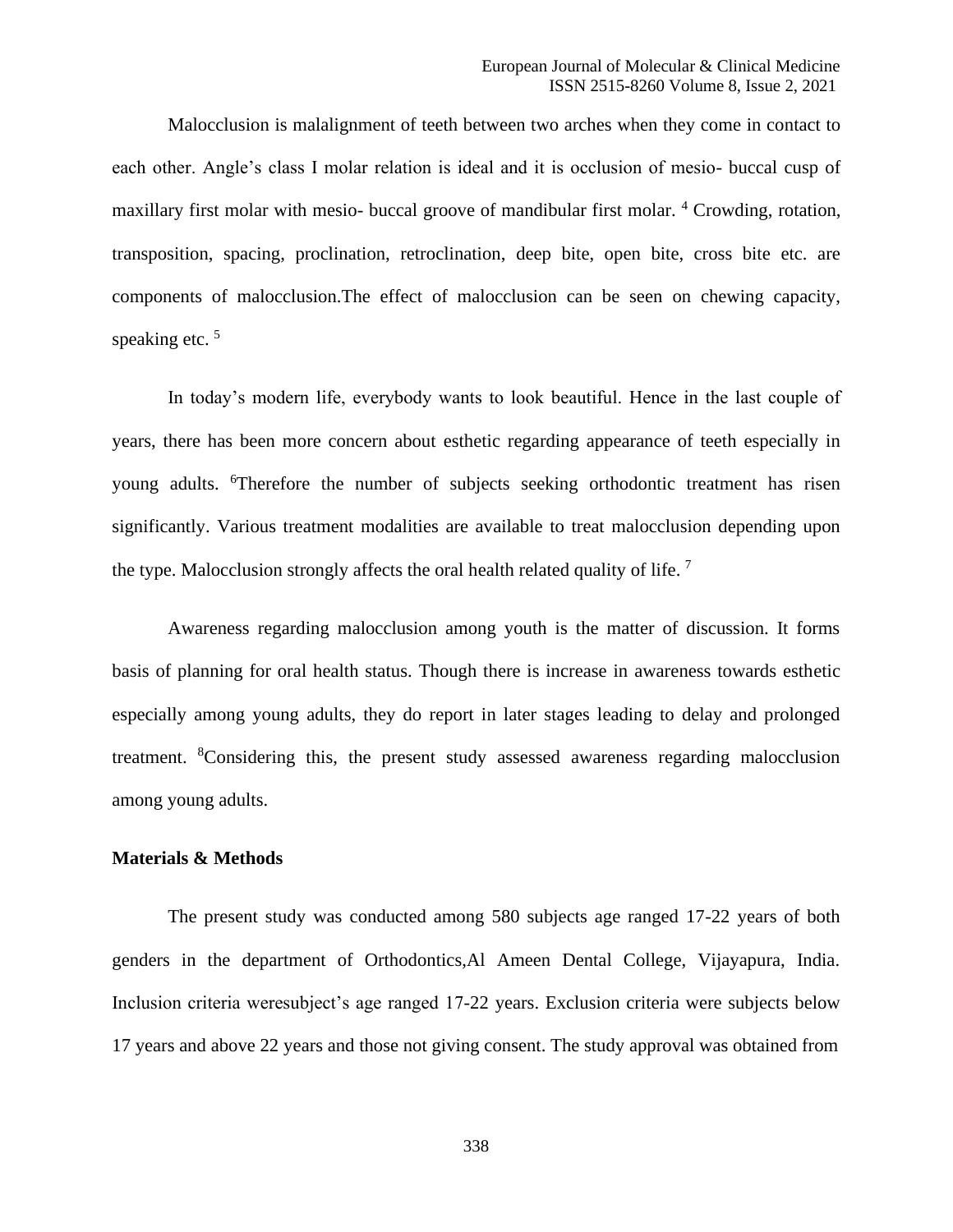Malocclusion is malalignment of teeth between two arches when they come in contact to each other. Angle's class I molar relation is ideal and it is occlusion of mesio- buccal cusp of maxillary first molar with mesio- buccal groove of mandibular first molar. [4] Crowding, rotation, transposition, spacing, proclination, retroclination, deep bite, open bite, cross bite etc. are components of malocclusion.The effect of malocclusion can be seen on chewing capacity, speaking etc. [5]

In today's modern life, everybody wants to look beautiful. Hence in the last couple of years, there has been more concern about esthetic regarding appearance of teeth especially in young adults. [6]Therefore the number of subjects seeking orthodontic treatment has risen significantly. Various treatment modalities are available to treat malocclusion depending upon the type. Malocclusion strongly affects the oral health related quality of life. [7]

Awareness regarding malocclusion among youth is the matter of discussion. It forms basis of planning for oral health status. Though there is increase in awareness towards esthetic especially among young adults, they do report in later stages leading to delay and prolonged treatment. [8]Considering this, the present study assessed awareness regarding malocclusion among young adults.

**Materials & Methods**

The present study was conducted among 580 subjects age ranged 17-22 years of both genders in the department of Orthodontics,Al Ameen Dental College, Vijayapura, India. Inclusion criteria weresubject's age ranged 17-22 years. Exclusion criteria were subjects below 17 years and above 22 years and those not giving consent. The study approval was obtained from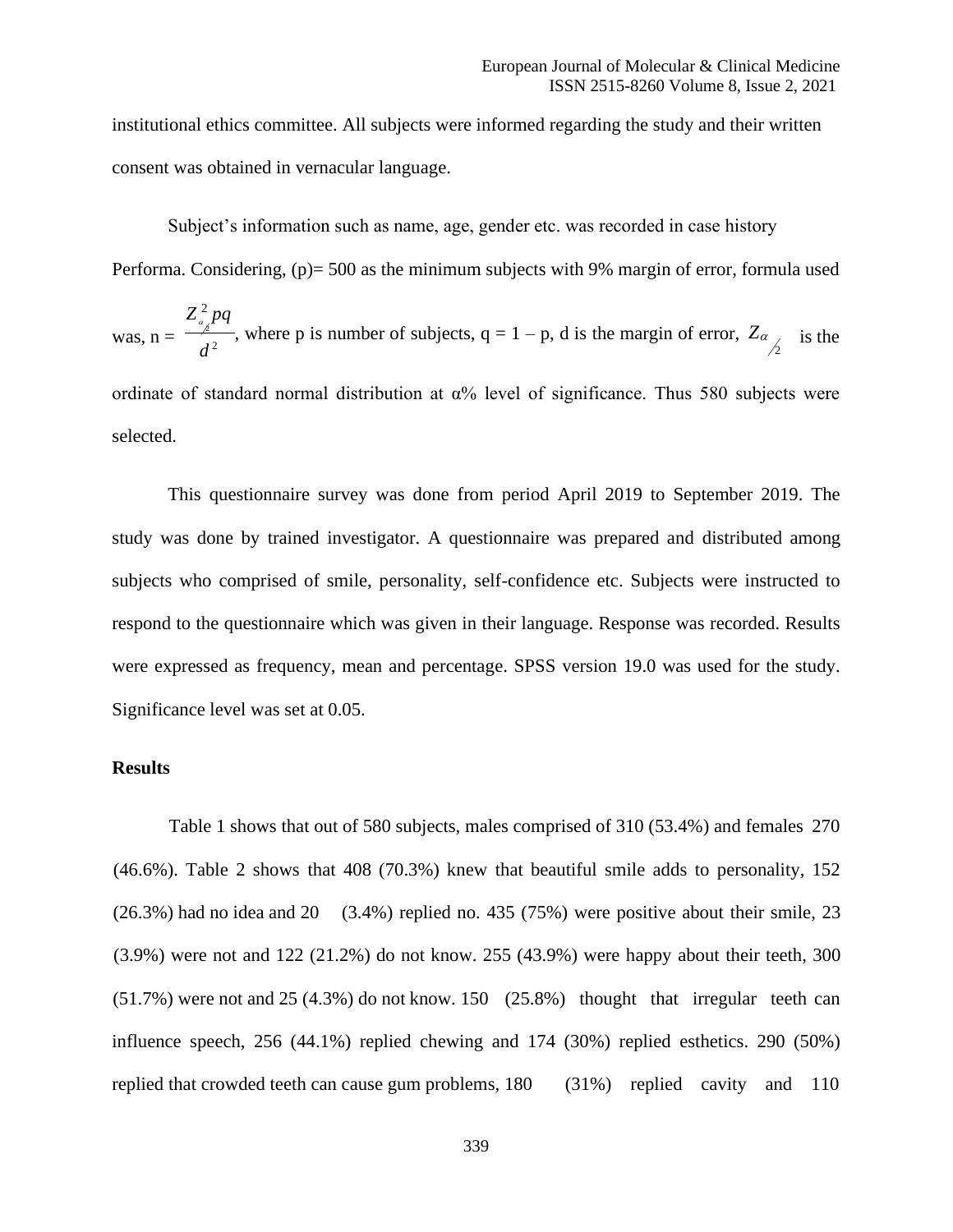institutional ethics committee. All subjects were informed regarding the study and their written consent was obtained in vernacular language.

Subject's information such as name, age, gender etc. was recorded in case history Performa. Considering, (p)= 500 as the minimum subjects with 9% margin of error, formula used was, n = $\frac{Z^2_{\alpha/2} pq}{d^2}$, where p is number of subjects, q = 1 – p, d is the margin of error, $Z_{\alpha/2}$ is the ordinate of standard normal distribution at α% level of significance. Thus 580 subjects were selected.

This questionnaire survey was done from period April 2019 to September 2019. The study was done by trained investigator. A questionnaire was prepared and distributed among subjects who comprised of smile, personality, self-confidence etc. Subjects were instructed to respond to the questionnaire which was given in their language. Response was recorded. Results were expressed as frequency, mean and percentage. SPSS version 19.0 was used for the study. Significance level was set at 0.05.

**Results**

Table 1 shows that out of 580 subjects, males comprised of 310 (53.4%) and females 270 (46.6%). Table 2 shows that 408 (70.3%) knew that beautiful smile adds to personality, 152 (26.3%) had no idea and 20 (3.4%) replied no. 435 (75%) were positive about their smile, 23 (3.9%) were not and 122 (21.2%) do not know. 255 (43.9%) were happy about their teeth, 300 (51.7%) were not and 25 (4.3%) do not know. 150 (25.8%) thought that irregular teeth can influence speech, 256 (44.1%) replied chewing and 174 (30%) replied esthetics. 290 (50%) replied that crowded teeth can cause gum problems, 180 (31%) replied cavity and 110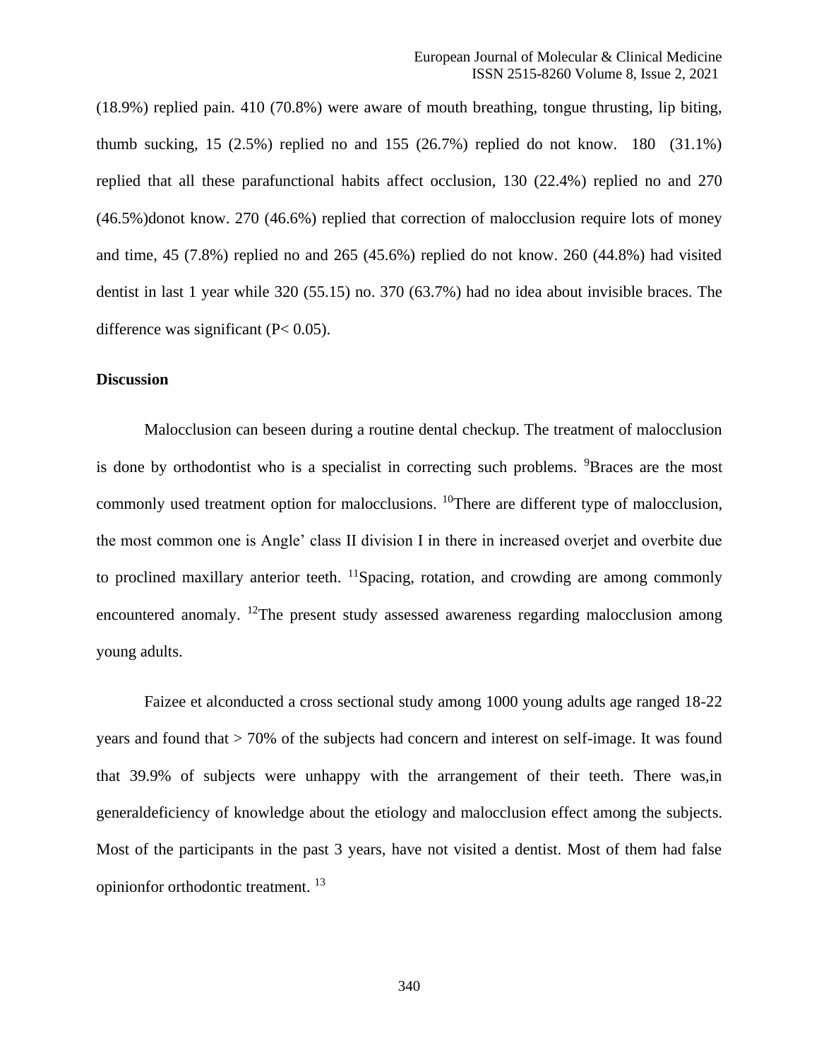(18.9%) replied pain. 410 (70.8%) were aware of mouth breathing, tongue thrusting, lip biting, thumb sucking, 15 (2.5%) replied no and 155 (26.7%) replied do not know. 180 (31.1%) replied that all these parafunctional habits affect occlusion, 130 (22.4%) replied no and 270 (46.5%)donot know. 270 (46.6%) replied that correction of malocclusion require lots of money and time, 45 (7.8%) replied no and 265 (45.6%) replied do not know. 260 (44.8%) had visited dentist in last 1 year while 320 (55.15) no. 370 (63.7%) had no idea about invisible braces. The difference was significant ($P< 0.05$).

**Discussion**

Malocclusion can beseen during a routine dental checkup. The treatment of malocclusion is done by orthodontist who is a specialist in correcting such problems. [9]Braces are the most commonly used treatment option for malocclusions. [10]There are different type of malocclusion, the most common one is Angle' class II division I in there in increased overjet and overbite due to proclined maxillary anterior teeth. [11]Spacing, rotation, and crowding are among commonly encountered anomaly. [12]The present study assessed awareness regarding malocclusion among young adults.

Faizee et alconducted a cross sectional study among 1000 young adults age ranged 18-22 years and found that > 70% of the subjects had concern and interest on self-image. It was found that 39.9% of subjects were unhappy with the arrangement of their teeth. There was,in generaldeficiency of knowledge about the etiology and malocclusion effect among the subjects. Most of the participants in the past 3 years, have not visited a dentist. Most of them had false opinionfor orthodontic treatment. [13]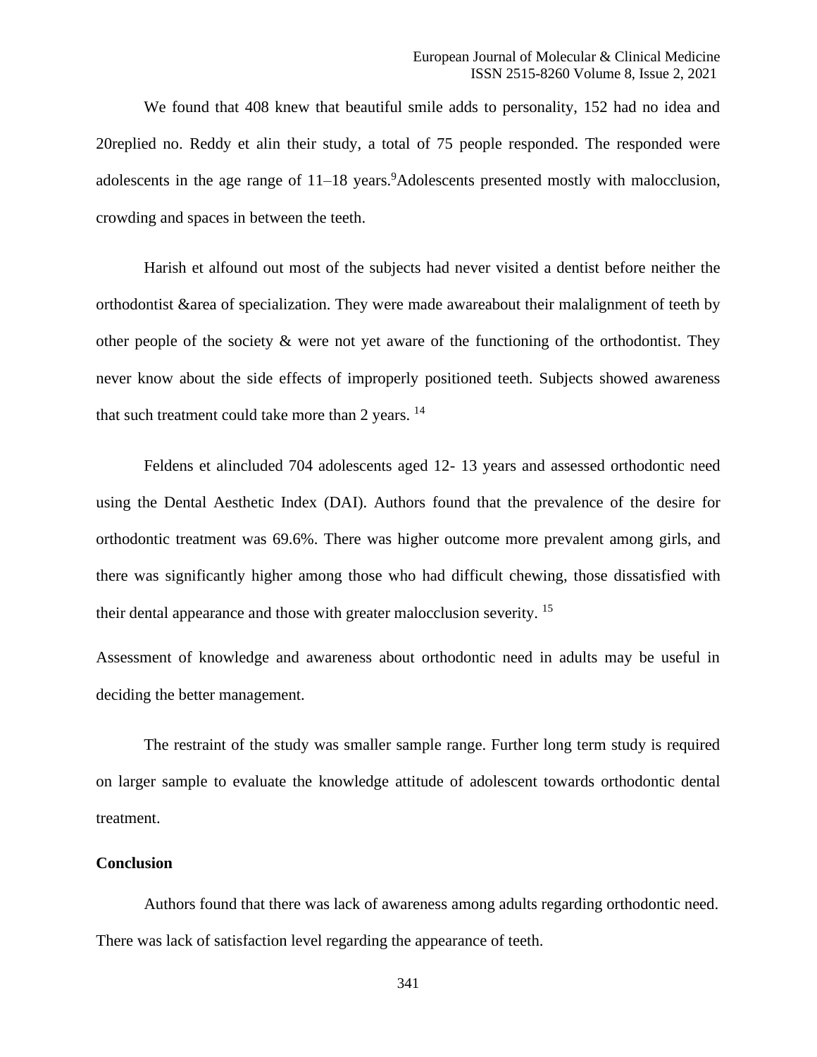We found that 408 knew that beautiful smile adds to personality, 152 had no idea and 20replied no. Reddy et alin their study, a total of 75 people responded. The responded were adolescents in the age range of 11–18 years.[9]Adolescents presented mostly with malocclusion, crowding and spaces in between the teeth.

Harish et alfound out most of the subjects had never visited a dentist before neither the orthodontist &area of specialization. They were made awareabout their malalignment of teeth by other people of the society & were not yet aware of the functioning of the orthodontist. They never know about the side effects of improperly positioned teeth. Subjects showed awareness that such treatment could take more than 2 years. [14]

Feldens et alincluded 704 adolescents aged 12- 13 years and assessed orthodontic need using the Dental Aesthetic Index (DAI). Authors found that the prevalence of the desire for orthodontic treatment was 69.6%. There was higher outcome more prevalent among girls, and there was significantly higher among those who had difficult chewing, those dissatisfied with their dental appearance and those with greater malocclusion severity. [15]

Assessment of knowledge and awareness about orthodontic need in adults may be useful in deciding the better management.

The restraint of the study was smaller sample range. Further long term study is required on larger sample to evaluate the knowledge attitude of adolescent towards orthodontic dental treatment.

**Conclusion**

Authors found that there was lack of awareness among adults regarding orthodontic need. There was lack of satisfaction level regarding the appearance of teeth.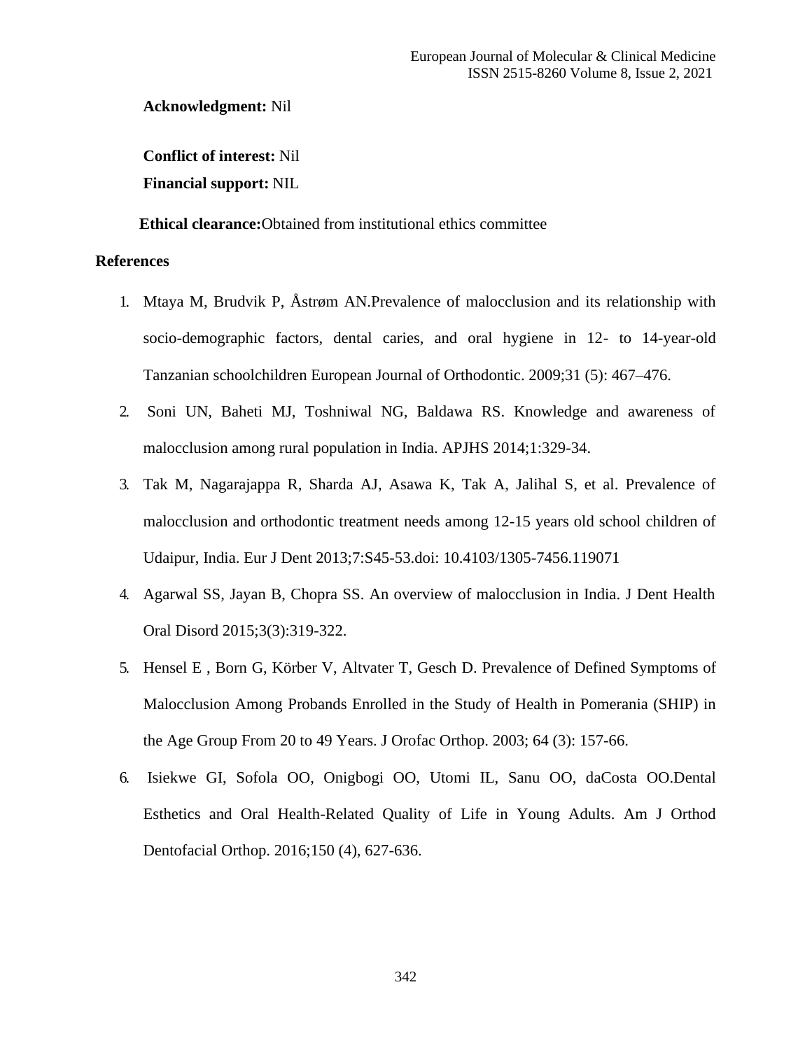**Acknowledgment:** Nil

**Conflict of interest:** Nil

**Financial support:** NIL

**Ethical clearance:**Obtained from institutional ethics committee

**References**

1. Mtaya M, Brudvik P, Åstrøm AN.Prevalence of malocclusion and its relationship with socio-demographic factors, dental caries, and oral hygiene in 12- to 14-year-old Tanzanian schoolchildren European Journal of Orthodontic. 2009;31 (5): 467–476.
2. Soni UN, Baheti MJ, Toshniwal NG, Baldawa RS. Knowledge and awareness of malocclusion among rural population in India. APJHS 2014;1:329-34.
3. Tak M, Nagarajappa R, Sharda AJ, Asawa K, Tak A, Jalihal S, et al. Prevalence of malocclusion and orthodontic treatment needs among 12-15 years old school children of Udaipur, India. Eur J Dent 2013;7:S45-53.doi: 10.4103/1305-7456.119071
4. Agarwal SS, Jayan B, Chopra SS. An overview of malocclusion in India. J Dent Health Oral Disord 2015;3(3):319-322.
5. Hensel E , Born G, Körber V, Altvater T, Gesch D. Prevalence of Defined Symptoms of Malocclusion Among Probands Enrolled in the Study of Health in Pomerania (SHIP) in the Age Group From 20 to 49 Years. J Orofac Orthop. 2003; 64 (3): 157-66.
6. Isiekwe GI, Sofola OO, Onigbogi OO, Utomi IL, Sanu OO, daCosta OO.Dental Esthetics and Oral Health-Related Quality of Life in Young Adults. Am J Orthod Dentofacial Orthop. 2016;150 (4), 627-636.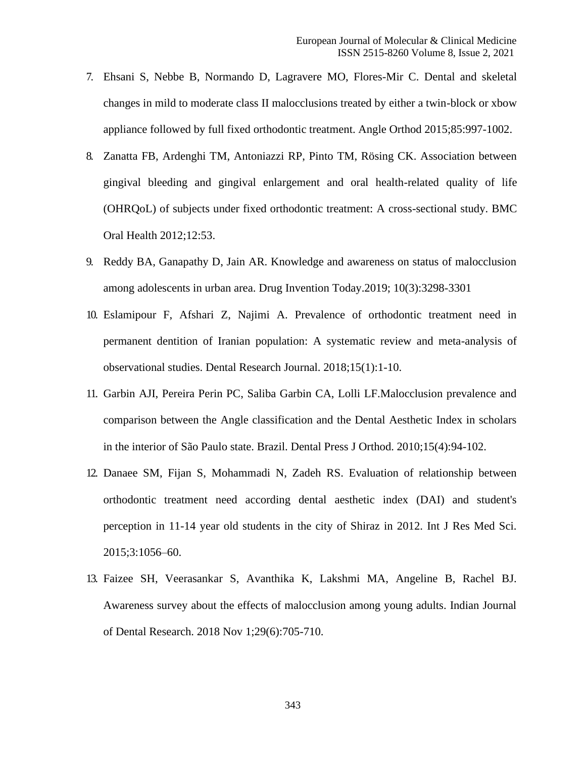7. Ehsani S, Nebbe B, Normando D, Lagravere MO, Flores-Mir C. Dental and skeletal changes in mild to moderate class II malocclusions treated by either a twin-block or xbow appliance followed by full fixed orthodontic treatment. Angle Orthod 2015;85:997-1002.
8. Zanatta FB, Ardenghi TM, Antoniazzi RP, Pinto TM, Rösing CK. Association between gingival bleeding and gingival enlargement and oral health-related quality of life (OHRQoL) of subjects under fixed orthodontic treatment: A cross-sectional study. BMC Oral Health 2012;12:53.
9. Reddy BA, Ganapathy D, Jain AR. Knowledge and awareness on status of malocclusion among adolescents in urban area. Drug Invention Today.2019; 10(3):3298-3301
10. Eslamipour F, Afshari Z, Najimi A. Prevalence of orthodontic treatment need in permanent dentition of Iranian population: A systematic review and meta-analysis of observational studies. Dental Research Journal. 2018;15(1):1-10.
11. Garbin AJI, Pereira Perin PC, Saliba Garbin CA, Lolli LF.Malocclusion prevalence and comparison between the Angle classification and the Dental Aesthetic Index in scholars in the interior of São Paulo state. Brazil. Dental Press J Orthod. 2010;15(4):94-102.
12. Danaee SM, Fijan S, Mohammadi N, Zadeh RS. Evaluation of relationship between orthodontic treatment need according dental aesthetic index (DAI) and student's perception in 11-14 year old students in the city of Shiraz in 2012. Int J Res Med Sci. 2015;3:1056–60.
13. Faizee SH, Veerasankar S, Avanthika K, Lakshmi MA, Angeline B, Rachel BJ. Awareness survey about the effects of malocclusion among young adults. Indian Journal of Dental Research. 2018 Nov 1;29(6):705-710.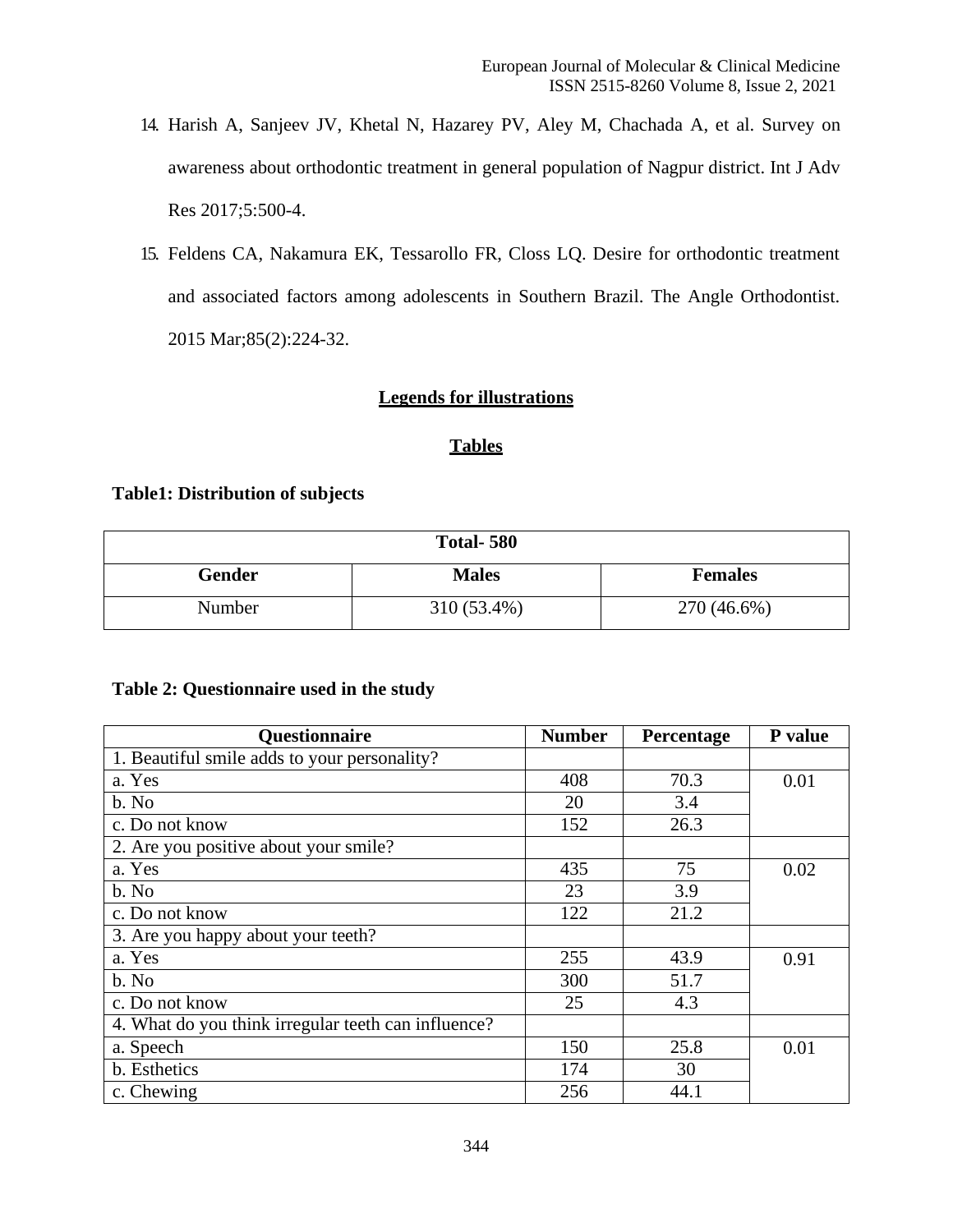14. Harish A, Sanjeev JV, Khetal N, Hazarey PV, Aley M, Chachada A, et al. Survey on awareness about orthodontic treatment in general population of Nagpur district. Int J Adv Res 2017;5:500-4.

15. Feldens CA, Nakamura EK, Tessarollo FR, Closs LQ. Desire for orthodontic treatment and associated factors among adolescents in Southern Brazil. The Angle Orthodontist. 2015 Mar;85(2):224-32.

## Legends for illustrations

### Tables

**Table1: Distribution of subjects**

| Total- 580 | | |
|---|---|---|
| **Gender** | **Males** | **Females** |
| Number | 310 (53.4%) | 270 (46.6%) |

**Table 2: Questionnaire used in the study**

| Questionnaire | Number | Percentage | P value |
|---|---|---|---|
| 1. Beautiful smile adds to your personality? | | | |
| a. Yes | 408 | 70.3 | 0.01 |
| b. No | 20 | 3.4 | |
| c. Do not know | 152 | 26.3 | |
| 2. Are you positive about your smile? | | | |
| a. Yes | 435 | 75 | 0.02 |
| b. No | 23 | 3.9 | |
| c. Do not know | 122 | 21.2 | |
| 3. Are you happy about your teeth? | | | |
| a. Yes | 255 | 43.9 | 0.91 |
| b. No | 300 | 51.7 | |
| c. Do not know | 25 | 4.3 | |
| 4. What do you think irregular teeth can influence? | | | |
| a. Speech | 150 | 25.8 | 0.01 |
| b. Esthetics | 174 | 30 | |
| c. Chewing | 256 | 44.1 | |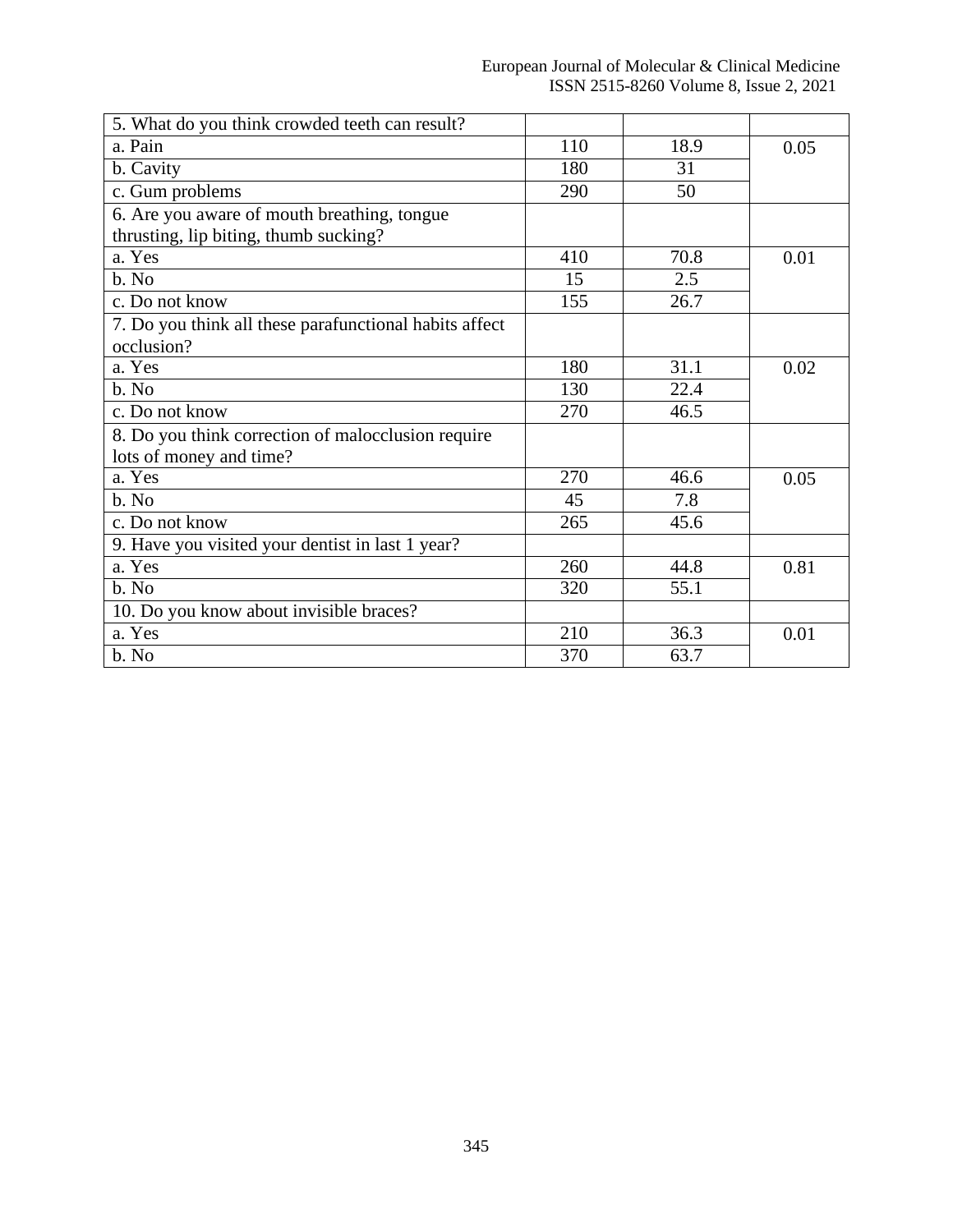| | | | |
|---|---|---|---|
| 5. What do you think crowded teeth can result? | | | |
| a. Pain | 110 | 18.9 | 0.05 |
| b. Cavity | 180 | 31 | |
| c. Gum problems | 290 | 50 | |
| 6. Are you aware of mouth breathing, tongue thrusting, lip biting, thumb sucking? | | | |
| a. Yes | 410 | 70.8 | 0.01 |
| b. No | 15 | 2.5 | |
| c. Do not know | 155 | 26.7 | |
| 7. Do you think all these parafunctional habits affect occlusion? | | | |
| a. Yes | 180 | 31.1 | 0.02 |
| b. No | 130 | 22.4 | |
| c. Do not know | 270 | 46.5 | |
| 8. Do you think correction of malocclusion require lots of money and time? | | | |
| a. Yes | 270 | 46.6 | 0.05 |
| b. No | 45 | 7.8 | |
| c. Do not know | 265 | 45.6 | |
| 9. Have you visited your dentist in last 1 year? | | | |
| a. Yes | 260 | 44.8 | 0.81 |
| b. No | 320 | 55.1 | |
| 10. Do you know about invisible braces? | | | |
| a. Yes | 210 | 36.3 | 0.01 |
| b. No | 370 | 63.7 | |